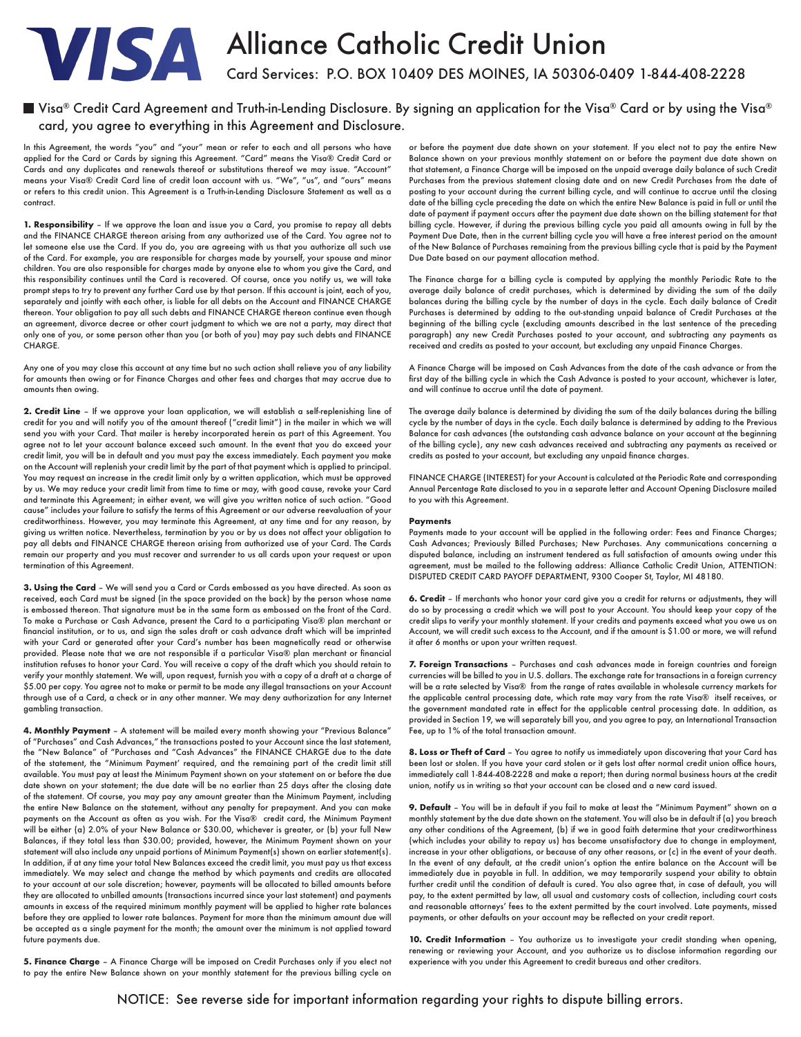# VISA Alliance Catholic Credit Union

Card Services: P.O. BOX 10409 DES MOINES, IA 50306-0409 1-844-408-2228

## Visa® Credit Card Agreement and Truth-in-Lending Disclosure. By signing an application for the Visa® Card or by using the Visa® card, you agree to everything in this Agreement and Disclosure.

In this Agreement, the words "you" and "your" mean or refer to each and all persons who have applied for the Card or Cards by signing this Agreement. "Card" means the Visa® Credit Card or Cards and any duplicates and renewals thereof or substitutions thereof we may issue. "Account" means your Visa® Credit Card line of credit loan account with us. "We", "us", and "ours" means or refers to this credit union. This Agreement is a Truth-in-Lending Disclosure Statement as well as a contract.

**1. Responsibility** – If we approve the loan and issue you a Card, you promise to repay all debts and the FINANCE CHARGE thereon arising from any authorized use of the Card. You agree not to let someone else use the Card. If you do, you are agreeing with us that you authorize all such use of the Card. For example, you are responsible for charges made by yourself, your spouse and minor children. You are also responsible for charges made by anyone else to whom you give the Card, and this responsibility continues until the Card is recovered. Of course, once you notify us, we will take prompt steps to try to prevent any further Card use by that person. If this account is joint, each of you, separately and jointly with each other, is liable for all debts on the Account and FINANCE CHARGE thereon. Your obligation to pay all such debts and FINANCE CHARGE thereon continue even though an agreement, divorce decree or other court judgment to which we are not a party, may direct that only one of you, or some person other than you (or both of you) may pay such debts and FINANCE CHARGE.

Any one of you may close this account at any time but no such action shall relieve you of any liability for amounts then owing or for Finance Charges and other fees and charges that may accrue due to amounts then owing.

**2. Credit Line** – If we approve your loan application, we will establish a self-replenishing line of credit for you and will notify you of the amount thereof ("credit limit") in the mailer in which we will send you with your Card. That mailer is hereby incorporated herein as part of this Agreement. You agree not to let your account balance exceed such amount. In the event that you do exceed your credit limit, you will be in default and you must pay the excess immediately. Each payment you make on the Account will replenish your credit limit by the part of that payment which is applied to principal. You may request an increase in the credit limit only by a written application, which must be approved by us. We may reduce your credit limit from time to time or may, with good cause, revoke your Card and terminate this Agreement; in either event, we will give you written notice of such action. "Good cause" includes your failure to satisfy the terms of this Agreement or our adverse reevaluation of your creditworthiness. However, you may terminate this Agreement, at any time and for any reason, by giving us written notice. Nevertheless, termination by you or by us does not affect your obligation to pay all debts and FINANCE CHARGE thereon arising from authorized use of your Card. The Cards remain our property and you must recover and surrender to us all cards upon your request or upon termination of this Agreement.

**3. Using the Card** – We will send you a Card or Cards embossed as you have directed. As soon as received, each Card must be signed (in the space provided on the back) by the person whose name is embossed thereon. That signature must be in the same form as embossed on the front of the Card. To make a Purchase or Cash Advance, present the Card to a participating Visa® plan merchant or financial institution, or to us, and sign the sales draft or cash advance draft which will be imprinted with your Card or generated after your Card's number has been magnetically read or otherwise provided. Please note that we are not responsible if a particular Visa® plan merchant or financial institution refuses to honor your Card. You will receive a copy of the draft which you should retain to verify your monthly statement. We will, upon request, furnish you with a copy of a draft at a charge of $5.00 per copy. You agree not to make or permit to be made any illegal transactions on your Account through use of a Card, a check or in any other manner. We may deny authorization for any Internet gambling transaction.

**4. Monthly Payment** – A statement will be mailed every month showing your "Previous Balance" of "Purchases" and Cash Advances," the transactions posted to your Account since the last statement, the "New Balance" of "Purchases and "Cash Advances" the FINANCE CHARGE due to the date of the statement, the "Minimum Payment' required, and the remaining part of the credit limit still available. You must pay at least the Minimum Payment shown on your statement on or before the due date shown on your statement; the due date will be no earlier than 25 days after the closing date of the statement. Of course, you may pay any amount greater than the Minimum Payment, including the entire New Balance on the statement, without any penalty for prepayment. And you can make payments on the Account as often as you wish. For the Visa® credit card, the Minimum Payment will be either (a) 2.0% of your New Balance or $30.00, whichever is greater, or (b) your full New Balances, if they total less than $30.00; provided, however, the Minimum Payment shown on your statement will also include any unpaid portions of Minimum Payment(s) shown on earlier statement(s). In addition, if at any time your total New Balances exceed the credit limit, you must pay us that excess immediately. We may select and change the method by which payments and credits are allocated to your account at our sole discretion; however, payments will be allocated to billed amounts before they are allocated to unbilled amounts (transactions incurred since your last statement) and payments amounts in excess of the required minimum monthly payment will be applied to higher rate balances before they are applied to lower rate balances. Payment for more than the minimum amount due will be accepted as a single payment for the month; the amount over the minimum is not applied toward future payments due.

**5. Finance Charge** – A Finance Charge will be imposed on Credit Purchases only if you elect not to pay the entire New Balance shown on your monthly statement for the previous billing cycle on or before the payment due date shown on your statement. If you elect not to pay the entire New Balance shown on your previous monthly statement on or before the payment due date shown on that statement, a Finance Charge will be imposed on the unpaid average daily balance of such Credit Purchases from the previous statement closing date and on new Credit Purchases from the date of posting to your account during the current billing cycle, and will continue to accrue until the closing date of the billing cycle preceding the date on which the entire New Balance is paid in full or until the date of payment if payment occurs after the payment due date shown on the billing statement for that billing cycle. However, if during the previous billing cycle you paid all amounts owing in full by the Payment Due Date, then in the current billing cycle you will have a free interest period on the amount of the New Balance of Purchases remaining from the previous billing cycle that is paid by the Payment Due Date based on our payment allocation method.

The Finance charge for a billing cycle is computed by applying the monthly Periodic Rate to the average daily balance of credit purchases, which is determined by dividing the sum of the daily balances during the billing cycle by the number of days in the cycle. Each daily balance of Credit Purchases is determined by adding to the out-standing unpaid balance of Credit Purchases at the beginning of the billing cycle (excluding amounts described in the last sentence of the preceding paragraph) any new Credit Purchases posted to your account, and subtracting any payments as received and credits as posted to your account, but excluding any unpaid Finance Charges.

A Finance Charge will be imposed on Cash Advances from the date of the cash advance or from the first day of the billing cycle in which the Cash Advance is posted to your account, whichever is later, and will continue to accrue until the date of payment.

The average daily balance is determined by dividing the sum of the daily balances during the billing cycle by the number of days in the cycle. Each daily balance is determined by adding to the Previous Balance for cash advances (the outstanding cash advance balance on your account at the beginning of the billing cycle), any new cash advances received and subtracting any payments as received or credits as posted to your account, but excluding any unpaid finance charges.

FINANCE CHARGE (INTEREST) for your Account is calculated at the Periodic Rate and corresponding Annual Percentage Rate disclosed to you in a separate letter and Account Opening Disclosure mailed to you with this Agreement.

**Payments**

Payments made to your account will be applied in the following order: Fees and Finance Charges; Cash Advances; Previously Billed Purchases; New Purchases. Any communications concerning a disputed balance, including an instrument tendered as full satisfaction of amounts owing under this agreement, must be mailed to the following address: Alliance Catholic Credit Union, ATTENTION: DISPUTED CREDIT CARD PAYOFF DEPARTMENT, 9300 Cooper St, Taylor, MI 48180.

**6. Credit** – If merchants who honor your card give you a credit for returns or adjustments, they will do so by processing a credit which we will post to your Account. You should keep your copy of the credit slips to verify your monthly statement. If your credits and payments exceed what you owe us on Account, we will credit such excess to the Account, and if the amount is $1.00 or more, we will refund it after 6 months or upon your written request.

**7. Foreign Transactions** – Purchases and cash advances made in foreign countries and foreign currencies will be billed to you in U.S. dollars. The exchange rate for transactions in a foreign currency will be a rate selected by Visa® from the range of rates available in wholesale currency markets for the applicable central processing date, which rate may vary from the rate Visa® itself receives, or the government mandated rate in effect for the applicable central processing date. In addition, as provided in Section 19, we will separately bill you, and you agree to pay, an International Transaction Fee, up to 1% of the total transaction amount.

**8. Loss or Theft of Card** – You agree to notify us immediately upon discovering that your Card has been lost or stolen. If you have your card stolen or it gets lost after normal credit union office hours, immediately call 1-844-408-2228 and make a report; then during normal business hours at the credit union, notify us in writing so that your account can be closed and a new card issued.

**9. Default** – You will be in default if you fail to make at least the "Minimum Payment" shown on a monthly statement by the due date shown on the statement. You will also be in default if (a) you breach any other conditions of the Agreement, (b) if we in good faith determine that your creditworthiness (which includes your ability to repay us) has become unsatisfactory due to change in employment, increase in your other obligations, or because of any other reasons, or (c) in the event of your death. In the event of any default, at the credit union's option the entire balance on the Account will be immediately due in payable in full. In addition, we may temporarily suspend your ability to obtain further credit until the condition of default is cured. You also agree that, in case of default, you will pay, to the extent permitted by law, all usual and customary costs of collection, including court costs and reasonable attorneys' fees to the extent permitted by the court involved. Late payments, missed payments, or other defaults on your account may be reflected on your credit report.

**10. Credit Information** – You authorize us to investigate your credit standing when opening, renewing or reviewing your Account, and you authorize us to disclose information regarding our experience with you under this Agreement to credit bureaus and other creditors.

NOTICE: See reverse side for important information regarding your rights to dispute billing errors.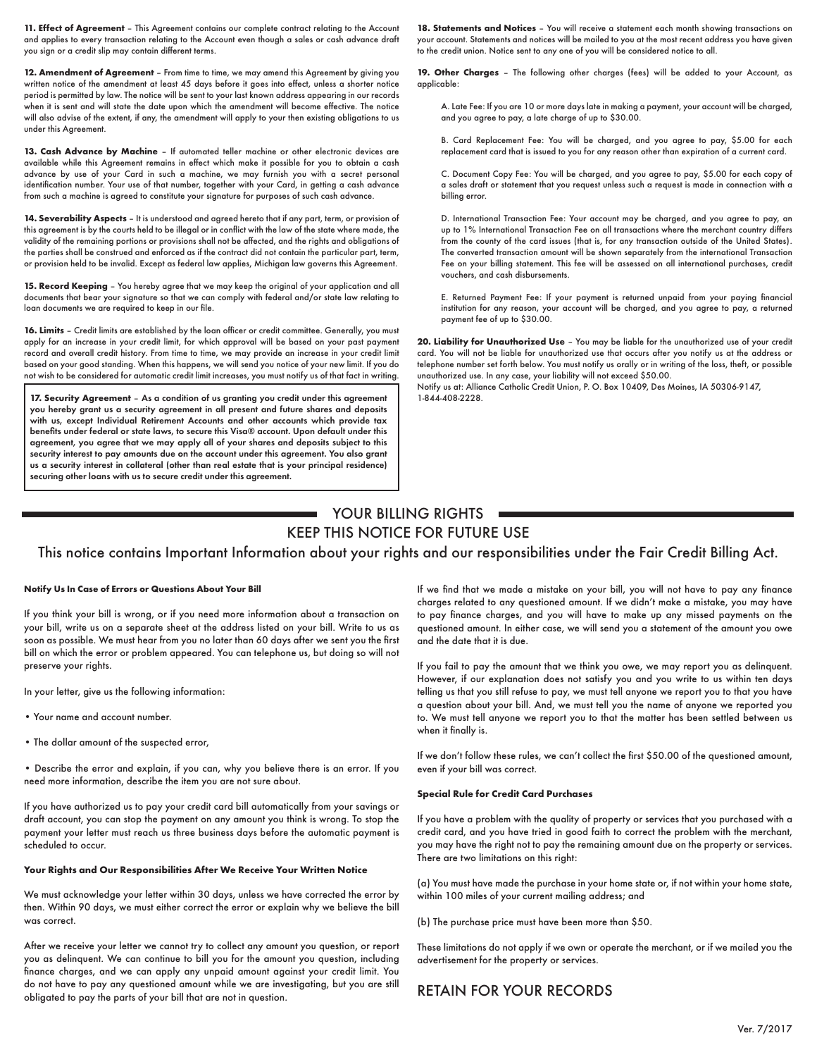**11. Effect of Agreement** – This Agreement contains our complete contract relating to the Account and applies to every transaction relating to the Account even though a sales or cash advance draft you sign or a credit slip may contain different terms.

**12. Amendment of Agreement** – From time to time, we may amend this Agreement by giving you written notice of the amendment at least 45 days before it goes into effect, unless a shorter notice period is permitted by law. The notice will be sent to your last known address appearing in our records when it is sent and will state the date upon which the amendment will become effective. The notice will also advise of the extent, if any, the amendment will apply to your then existing obligations to us under this Agreement.

**13. Cash Advance by Machine** – If automated teller machine or other electronic devices are available while this Agreement remains in effect which make it possible for you to obtain a cash advance by use of your Card in such a machine, we may furnish you with a secret personal identification number. Your use of that number, together with your Card, in getting a cash advance from such a machine is agreed to constitute your signature for purposes of such cash advance.

**14. Severability Aspects** – It is understood and agreed hereto that if any part, term, or provision of this agreement is by the courts held to be illegal or in conflict with the law of the state where made, the validity of the remaining portions or provisions shall not be affected, and the rights and obligations of the parties shall be construed and enforced as if the contract did not contain the particular part, term, or provision held to be invalid. Except as federal law applies, Michigan law governs this Agreement.

**15. Record Keeping** – You hereby agree that we may keep the original of your application and all documents that bear your signature so that we can comply with federal and/or state law relating to loan documents we are required to keep in our file.

**16. Limits** – Credit limits are established by the loan officer or credit committee. Generally, you must apply for an increase in your credit limit, for which approval will be based on your past payment record and overall credit history. From time to time, we may provide an increase in your credit limit based on your good standing. When this happens, we will send you notice of your new limit. If you do not wish to be considered for automatic credit limit increases, you must notify us of that fact in writing.

**17. Security Agreement – As a condition of us granting you credit under this agreement you hereby grant us a security agreement in all present and future shares and deposits with us, except Individual Retirement Accounts and other accounts which provide tax benefits under federal or state laws, to secure this Visa® account. Upon default under this agreement, you agree that we may apply all of your shares and deposits subject to this security interest to pay amounts due on the account under this agreement. You also grant us a security interest in collateral (other than real estate that is your principal residence) securing other loans with us to secure credit under this agreement.**

**18. Statements and Notices** – You will receive a statement each month showing transactions on your account. Statements and notices will be mailed to you at the most recent address you have given to the credit union. Notice sent to any one of you will be considered notice to all.

**19. Other Charges** – The following other charges (fees) will be added to your Account, as applicable:

A. Late Fee: If you are 10 or more days late in making a payment, your account will be charged, and you agree to pay, a late charge of up to $30.00.

B. Card Replacement Fee: You will be charged, and you agree to pay, $5.00 for each replacement card that is issued to you for any reason other than expiration of a current card.

C. Document Copy Fee: You will be charged, and you agree to pay, $5.00 for each copy of a sales draft or statement that you request unless such a request is made in connection with a billing error.

D. International Transaction Fee: Your account may be charged, and you agree to pay, an up to 1% International Transaction Fee on all transactions where the merchant country differs from the county of the card issues (that is, for any transaction outside of the United States). The converted transaction amount will be shown separately from the international Transaction Fee on your billing statement. This fee will be assessed on all international purchases, credit vouchers, and cash disbursements.

E. Returned Payment Fee: If your payment is returned unpaid from your paying financial institution for any reason, your account will be charged, and you agree to pay, a returned payment fee of up to $30.00.

**20. Liability for Unauthorized Use** – You may be liable for the unauthorized use of your credit card. You will not be liable for unauthorized use that occurs after you notify us at the address or telephone number set forth below. You must notify us orally or in writing of the loss, theft, or possible unauthorized use. In any case, your liability will not exceed $50.00.
Notify us at: Alliance Catholic Credit Union, P. O. Box 10409, Des Moines, IA 50306-9147, 1-844-408-2228.

## YOUR BILLING RIGHTS
## KEEP THIS NOTICE FOR FUTURE USE

This notice contains Important Information about your rights and our responsibilities under the Fair Credit Billing Act.

**Notify Us In Case of Errors or Questions About Your Bill**

If you think your bill is wrong, or if you need more information about a transaction on your bill, write us on a separate sheet at the address listed on your bill. Write to us as soon as possible. We must hear from you no later than 60 days after we sent you the first bill on which the error or problem appeared. You can telephone us, but doing so will not preserve your rights.

In your letter, give us the following information:

- Your name and account number.
- The dollar amount of the suspected error,
- Describe the error and explain, if you can, why you believe there is an error. If you need more information, describe the item you are not sure about.

If you have authorized us to pay your credit card bill automatically from your savings or draft account, you can stop the payment on any amount you think is wrong. To stop the payment your letter must reach us three business days before the automatic payment is scheduled to occur.

**Your Rights and Our Responsibilities After We Receive Your Written Notice**

We must acknowledge your letter within 30 days, unless we have corrected the error by then. Within 90 days, we must either correct the error or explain why we believe the bill was correct.

After we receive your letter we cannot try to collect any amount you question, or report you as delinquent. We can continue to bill you for the amount you question, including finance charges, and we can apply any unpaid amount against your credit limit. You do not have to pay any questioned amount while we are investigating, but you are still obligated to pay the parts of your bill that are not in question.

If we find that we made a mistake on your bill, you will not have to pay any finance charges related to any questioned amount. If we didn't make a mistake, you may have to pay finance charges, and you will have to make up any missed payments on the questioned amount. In either case, we will send you a statement of the amount you owe and the date that it is due.

If you fail to pay the amount that we think you owe, we may report you as delinquent. However, if our explanation does not satisfy you and you write to us within ten days telling us that you still refuse to pay, we must tell anyone we report you to that you have a question about your bill. And, we must tell you the name of anyone we reported you to. We must tell anyone we report you to that the matter has been settled between us when it finally is.

If we don't follow these rules, we can't collect the first $50.00 of the questioned amount, even if your bill was correct.

**Special Rule for Credit Card Purchases**

If you have a problem with the quality of property or services that you purchased with a credit card, and you have tried in good faith to correct the problem with the merchant, you may have the right not to pay the remaining amount due on the property or services. There are two limitations on this right:

(a) You must have made the purchase in your home state or, if not within your home state, within 100 miles of your current mailing address; and

(b) The purchase price must have been more than $50.

These limitations do not apply if we own or operate the merchant, or if we mailed you the advertisement for the property or services.

## RETAIN FOR YOUR RECORDS

Ver. 7/2017